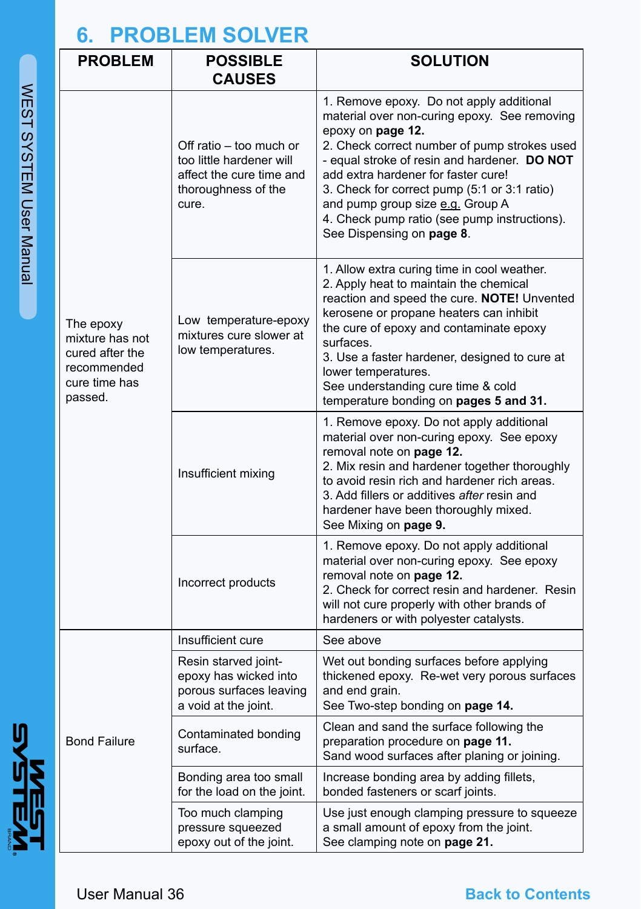# 6. PROBLEM SOLVER

| PROBLEM | POSSIBLE CAUSES | SOLUTION |
| --- | --- | --- |
| The epoxy mixture has not cured after the recommended cure time has passed. | Off ratio – too much or too little hardener will affect the cure time and thoroughness of the cure. | 1. Remove epoxy. Do not apply additional material over non-curing epoxy. See removing epoxy on **page 12.**<br>2. Check correct number of pump strokes used - equal stroke of resin and hardener. **DO NOT** add extra hardener for faster cure!<br>3. Check for correct pump (5:1 or 3:1 ratio) and pump group size e.g. Group A<br>4. Check pump ratio (see pump instructions). See Dispensing on **page 8**. |
| | Low temperature-epoxy mixtures cure slower at low temperatures. | 1. Allow extra curing time in cool weather.<br>2. Apply heat to maintain the chemical reaction and speed the cure. **NOTE!** Unvented kerosene or propane heaters can inhibit the cure of epoxy and contaminate epoxy surfaces.<br>3. Use a faster hardener, designed to cure at lower temperatures.<br>See understanding cure time & cold temperature bonding on **pages 5 and 31.** |
| | Insufficient mixing | 1. Remove epoxy. Do not apply additional material over non-curing epoxy. See epoxy removal note on **page 12.**<br>2. Mix resin and hardener together thoroughly to avoid resin rich and hardener rich areas.<br>3. Add fillers or additives *after* resin and hardener have been thoroughly mixed.<br>See Mixing on **page 9.** |
| | Incorrect products | 1. Remove epoxy. Do not apply additional material over non-curing epoxy. See epoxy removal note on **page 12.**<br>2. Check for correct resin and hardener. Resin will not cure properly with other brands of hardeners or with polyester catalysts. |
| Bond Failure | Insufficient cure | See above |
| | Resin starved joint-epoxy has wicked into porous surfaces leaving a void at the joint. | Wet out bonding surfaces before applying thickened epoxy. Re-wet very porous surfaces and end grain.<br>See Two-step bonding on **page 14.** |
| | Contaminated bonding surface. | Clean and sand the surface following the preparation procedure on **page 11.**<br>Sand wood surfaces after planing or joining. |
| | Bonding area too small for the load on the joint. | Increase bonding area by adding fillets, bonded fasteners or scarf joints. |
| | Too much clamping pressure squeezed epoxy out of the joint. | Use just enough clamping pressure to squeeze a small amount of epoxy from the joint.<br>See clamping note on **page 21.** |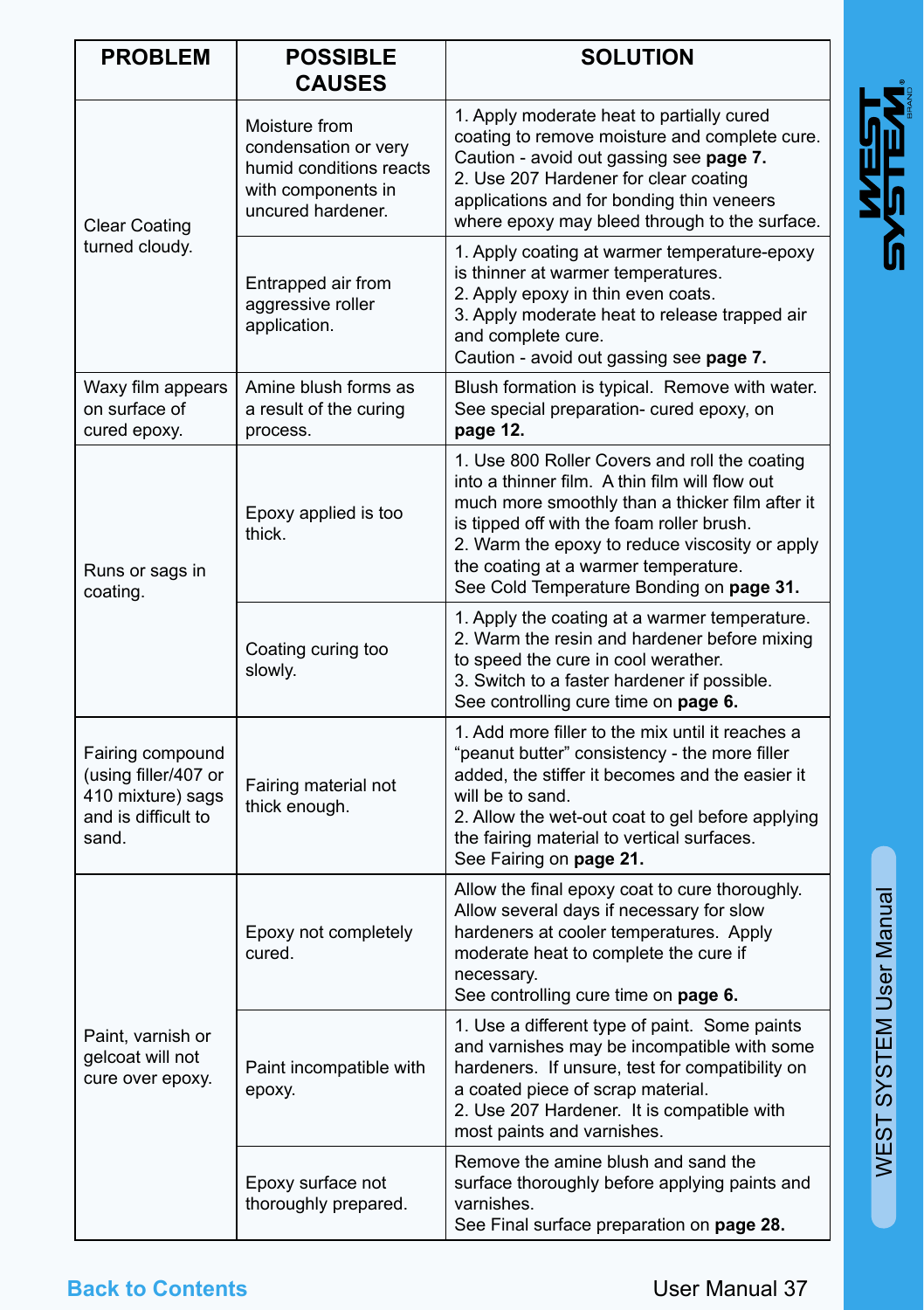| PROBLEM | POSSIBLE CAUSES | SOLUTION |
|---|---|---|
| Clear Coating turned cloudy. | Moisture from condensation or very humid conditions reacts with components in uncured hardener. | 1. Apply moderate heat to partially cured coating to remove moisture and complete cure. Caution - avoid out gassing see **page 7.** 2. Use 207 Hardener for clear coating applications and for bonding thin veneers where epoxy may bleed through to the surface. |
| | Entrapped air from aggressive roller application. | 1. Apply coating at warmer temperature-epoxy is thinner at warmer temperatures. 2. Apply epoxy in thin even coats. 3. Apply moderate heat to release trapped air and complete cure. Caution - avoid out gassing see **page 7.** |
| Waxy film appears on surface of cured epoxy. | Amine blush forms as a result of the curing process. | Blush formation is typical. Remove with water. See special preparation- cured epoxy, on **page 12.** |
| Runs or sags in coating. | Epoxy applied is too thick. | 1. Use 800 Roller Covers and roll the coating into a thinner film. A thin film will flow out much more smoothly than a thicker film after it is tipped off with the foam roller brush. 2. Warm the epoxy to reduce viscosity or apply the coating at a warmer temperature. See Cold Temperature Bonding on **page 31.** |
| | Coating curing too slowly. | 1. Apply the coating at a warmer temperature. 2. Warm the resin and hardener before mixing to speed the cure in cool werather. 3. Switch to a faster hardener if possible. See controlling cure time on **page 6.** |
| Fairing compound (using filler/407 or 410 mixture) sags and is difficult to sand. | Fairing material not thick enough. | 1. Add more filler to the mix until it reaches a “peanut butter” consistency - the more filler added, the stiffer it becomes and the easier it will be to sand. 2. Allow the wet-out coat to gel before applying the fairing material to vertical surfaces. See Fairing on **page 21.** |
| Paint, varnish or gelcoat will not cure over epoxy. | Epoxy not completely cured. | Allow the final epoxy coat to cure thoroughly. Allow several days if necessary for slow hardeners at cooler temperatures. Apply moderate heat to complete the cure if necessary. See controlling cure time on **page 6.** |
| | Paint incompatible with epoxy. | 1. Use a different type of paint. Some paints and varnishes may be incompatible with some hardeners. If unsure, test for compatibility on a coated piece of scrap material. 2. Use 207 Hardener. It is compatible with most paints and varnishes. |
| | Epoxy surface not thoroughly prepared. | Remove the amine blush and sand the surface thoroughly before applying paints and varnishes. See Final surface preparation on **page 28.** |

Back to Contents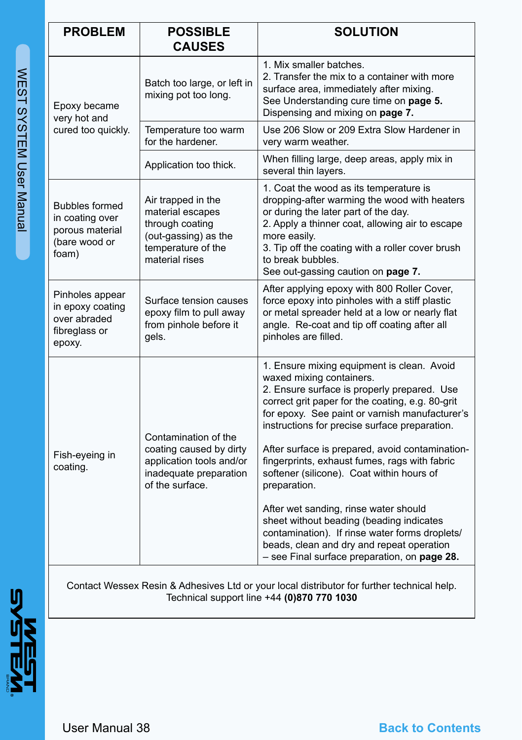| PROBLEM | POSSIBLE CAUSES | SOLUTION |
|---|---|---|
| Epoxy became very hot and cured too quickly. | Batch too large, or left in mixing pot too long. | 1. Mix smaller batches.<br>2. Transfer the mix to a container with more surface area, immediately after mixing.<br>See Understanding cure time on **page 5.**<br>Dispensing and mixing on **page 7.** |
| | Temperature too warm for the hardener. | Use 206 Slow or 209 Extra Slow Hardener in very warm weather. |
| | Application too thick. | When filling large, deep areas, apply mix in several thin layers. |
| Bubbles formed in coating over porous material (bare wood or foam) | Air trapped in the material escapes through coating (out-gassing) as the temperature of the material rises | 1. Coat the wood as its temperature is dropping-after warming the wood with heaters or during the later part of the day.<br>2. Apply a thinner coat, allowing air to escape more easily.<br>3. Tip off the coating with a roller cover brush to break bubbles.<br>See out-gassing caution on **page 7.** |
| Pinholes appear in epoxy coating over abraded fibreglass or epoxy. | Surface tension causes epoxy film to pull away from pinhole before it gels. | After applying epoxy with 800 Roller Cover, force epoxy into pinholes with a stiff plastic or metal spreader held at a low or nearly flat angle. Re-coat and tip off coating after all pinholes are filled. |
| Fish-eyeing in coating. | Contamination of the coating caused by dirty application tools and/or inadequate preparation of the surface. | 1. Ensure mixing equipment is clean. Avoid waxed mixing containers.<br>2. Ensure surface is properly prepared. Use correct grit paper for the coating, e.g. 80-grit for epoxy. See paint or varnish manufacturer's instructions for precise surface preparation.<br><br>After surface is prepared, avoid contamination-fingerprints, exhaust fumes, rags with fabric softener (silicone). Coat within hours of preparation.<br><br>After wet sanding, rinse water should sheet without beading (beading indicates contamination). If rinse water forms droplets/ beads, clean and dry and repeat operation – see Final surface preparation, on **page 28.** |

Contact Wessex Resin & Adhesives Ltd or your local distributor for further technical help.
Technical support line +44 **(0)870 770 1030**

Back to Contents